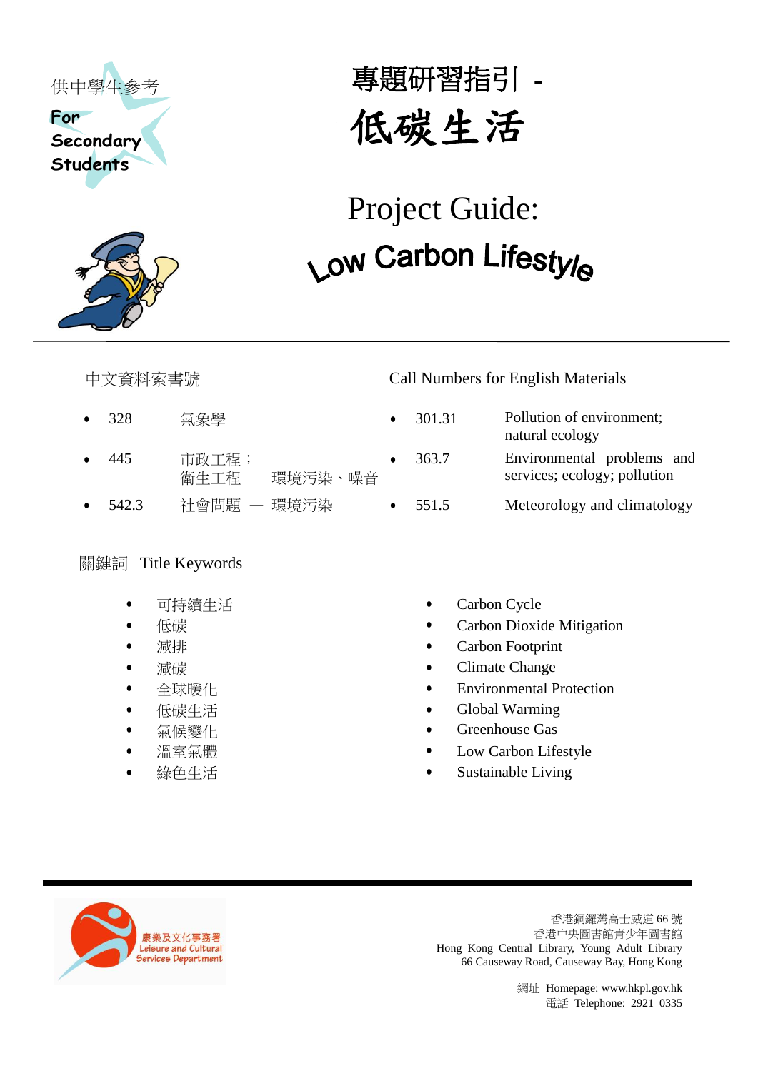供中學生參考

**For Secondary Students**

# 專題研習指引 - 低碳生活

# Project Guide: Low Carbon Lifestyle

---

## 中文資料索書號

- 328　氣象學
- 445　市政工程；衛生工程 — 環境污染、噪音
- 542.3　社會問題 — 環境污染

## Call Numbers for English Materials

- 301.31　Pollution of environment; natural ecology
- 363.7　Environmental problems and services; ecology; pollution
- 551.5　Meteorology and climatology

## 關鍵詞 Title Keywords

- 可持續生活
- 低碳
- 減排
- 減碳
- 全球暖化
- 低碳生活
- 氣候變化
- 溫室氣體
- 綠色生活

- Carbon Cycle
- Carbon Dioxide Mitigation
- Carbon Footprint
- Climate Change
- Environmental Protection
- Global Warming
- Greenhouse Gas
- Low Carbon Lifestyle
- Sustainable Living

---

康樂及文化事務署
Leisure and Cultural Services Department

香港銅鑼灣高士威道 66 號
香港中央圖書館青少年圖書館
Hong Kong Central Library, Young Adult Library
66 Causeway Road, Causeway Bay, Hong Kong

網址 Homepage: www.hkpl.gov.hk
電話 Telephone: 2921 0335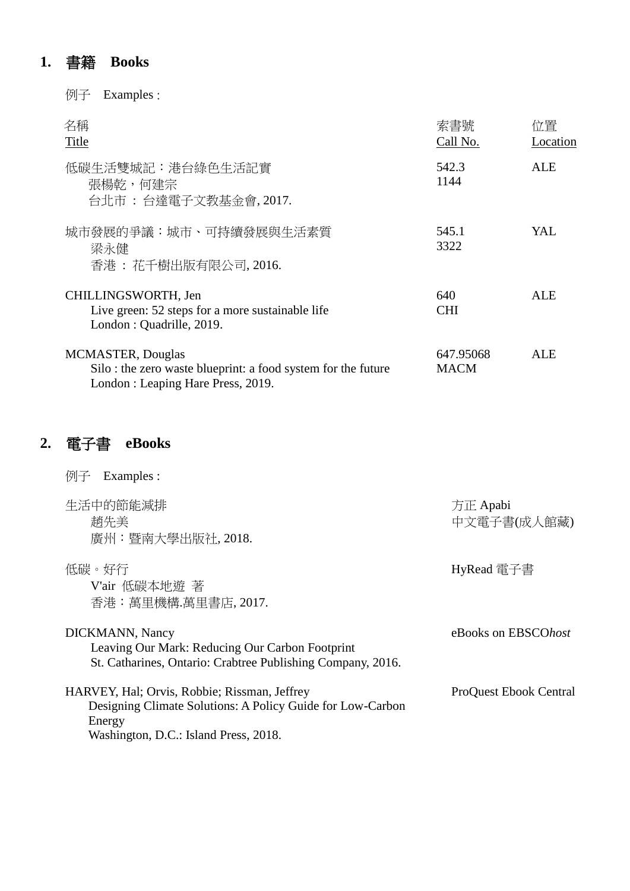## 1. 書籍 **Books**

例子 Examples :

| 名稱 Title | 索書號 Call No. | 位置 Location |
| --- | --- | --- |
| 低碳生活雙城記：港台綠色生活記實<br>張楊乾，何建宗<br>台北市 : 台達電子文教基金會, 2017. | 542.3<br>1144 | ALE |
| 城市發展的爭議：城市、可持續發展與生活素質<br>梁永健<br>香港 : 花千樹出版有限公司, 2016. | 545.1<br>3322 | YAL |
| CHILLINGSWORTH, Jen<br>Live green: 52 steps for a more sustainable life<br>London : Quadrille, 2019. | 640<br>CHI | ALE |
| MCMASTER, Douglas<br>Silo : the zero waste blueprint: a food system for the future<br>London : Leaping Hare Press, 2019. | 647.95068<br>MACM | ALE |

## 2. 電子書 **eBooks**

例子 Examples :

| | |
| --- | --- |
| 生活中的節能減排<br>趙先美<br>廣州：暨南大學出版社, 2018. | 方正 Apabi<br>中文電子書(成人館藏) |
| 低碳。好行<br>V'air 低碳本地遊 著<br>香港：萬里機構.萬里書店, 2017. | HyRead 電子書 |
| DICKMANN, Nancy<br>Leaving Our Mark: Reducing Our Carbon Footprint<br>St. Catharines, Ontario: Crabtree Publishing Company, 2016. | eBooks on EBSCO*host* |
| HARVEY, Hal; Orvis, Robbie; Rissman, Jeffrey<br>Designing Climate Solutions: A Policy Guide for Low-Carbon Energy<br>Washington, D.C.: Island Press, 2018. | ProQuest Ebook Central |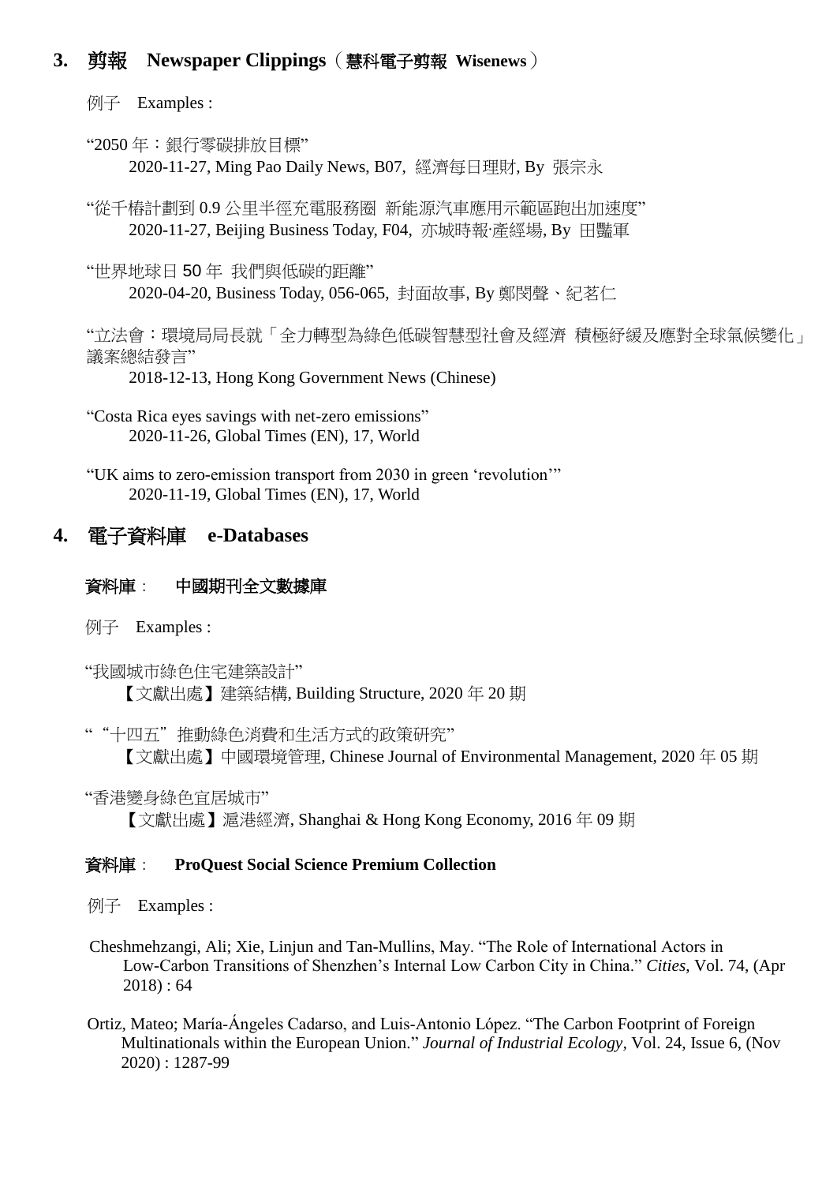## 3. 剪報 Newspaper Clippings（慧科電子剪報 Wisenews）

例子 Examples :

"2050 年：銀行零碳排放目標"
2020-11-27, Ming Pao Daily News, B07, 經濟每日理財, By 張宗永

"從千椿計劃到 0.9 公里半徑充電服務圈 新能源汽車應用示範區跑出加速度"
2020-11-27, Beijing Business Today, F04, 亦城時報·產經場, By 田豔軍

"世界地球日 50 年 我們與低碳的距離"
2020-04-20, Business Today, 056-065, 封面故事, By 鄭閔聲、紀茗仁

"立法會：環境局局長就「全力轉型為綠色低碳智慧型社會及經濟 積極紓緩及應對全球氣候變化」議案總結發言"
2018-12-13, Hong Kong Government News (Chinese)

"Costa Rica eyes savings with net-zero emissions"
2020-11-26, Global Times (EN), 17, World

"UK aims to zero-emission transport from 2030 in green 'revolution'"
2020-11-19, Global Times (EN), 17, World

## 4. 電子資料庫 e-Databases

### 資料庫： 中國期刊全文數據庫

例子 Examples :

"我國城市綠色住宅建築設計"
【文獻出處】建築結構, Building Structure, 2020 年 20 期

""十四五" 推動綠色消費和生活方式的政策研究"
【文獻出處】中國環境管理, Chinese Journal of Environmental Management, 2020 年 05 期

"香港變身綠色宜居城市"
【文獻出處】滬港經濟, Shanghai & Hong Kong Economy, 2016 年 09 期

### 資料庫： ProQuest Social Science Premium Collection

例子 Examples :

Cheshmehzangi, Ali; Xie, Linjun and Tan-Mullins, May. "The Role of International Actors in Low-Carbon Transitions of Shenzhen's Internal Low Carbon City in China." *Cities*, Vol. 74, (Apr 2018) : 64

Ortiz, Mateo; María-Ángeles Cadarso, and Luis-Antonio López. "The Carbon Footprint of Foreign Multinationals within the European Union." *Journal of Industrial Ecology*, Vol. 24, Issue 6, (Nov 2020) : 1287-99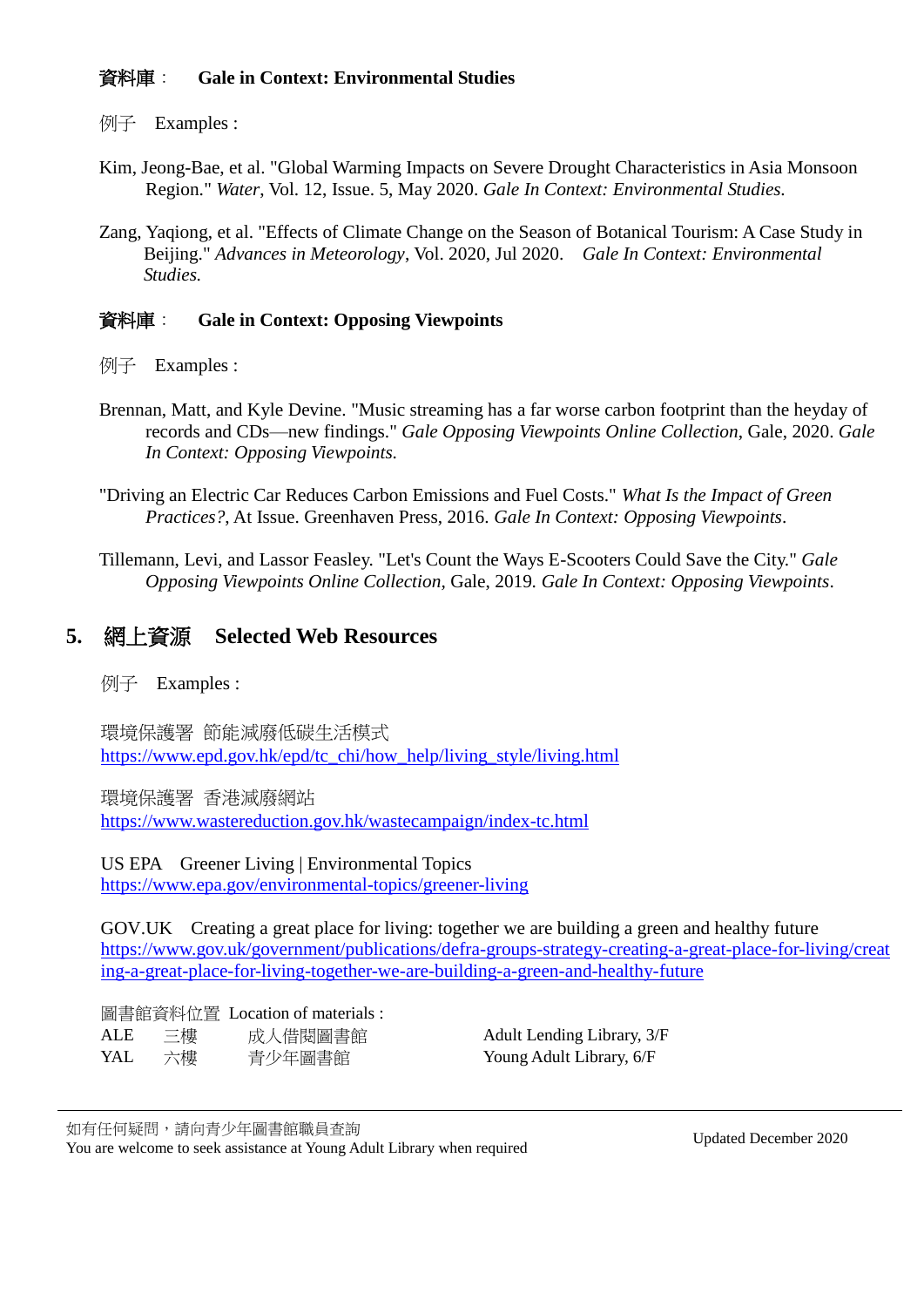**資料庫： Gale in Context: Environmental Studies**

例子 Examples :

Kim, Jeong-Bae, et al. "Global Warming Impacts on Severe Drought Characteristics in Asia Monsoon Region." *Water*, Vol. 12, Issue. 5, May 2020. *Gale In Context: Environmental Studies.*

Zang, Yaqiong, et al. "Effects of Climate Change on the Season of Botanical Tourism: A Case Study in Beijing." *Advances in Meteorology*, Vol. 2020, Jul 2020. *Gale In Context: Environmental Studies.*

**資料庫： Gale in Context: Opposing Viewpoints**

例子 Examples :

Brennan, Matt, and Kyle Devine. "Music streaming has a far worse carbon footprint than the heyday of records and CDs—new findings." *Gale Opposing Viewpoints Online Collection*, Gale, 2020. *Gale In Context: Opposing Viewpoints.*

"Driving an Electric Car Reduces Carbon Emissions and Fuel Costs." *What Is the Impact of Green Practices?*, At Issue. Greenhaven Press, 2016. *Gale In Context: Opposing Viewpoints*.

Tillemann, Levi, and Lassor Feasley. "Let's Count the Ways E-Scooters Could Save the City." *Gale Opposing Viewpoints Online Collection*, Gale, 2019. *Gale In Context: Opposing Viewpoints*.

## 5. 網上資源 Selected Web Resources

例子 Examples :

環境保護署 節能減廢低碳生活模式
https://www.epd.gov.hk/epd/tc_chi/how_help/living_style/living.html

環境保護署 香港減廢網站
https://www.wastereduction.gov.hk/wastecampaign/index-tc.html

US EPA Greener Living | Environmental Topics
https://www.epa.gov/environmental-topics/greener-living

GOV.UK Creating a great place for living: together we are building a green and healthy future
https://www.gov.uk/government/publications/defra-groups-strategy-creating-a-great-place-for-living/creating-a-great-place-for-living-together-we-are-building-a-green-and-healthy-future

圖書館資料位置 Location of materials :

| | | | |
|---|---|---|---|
| ALE | 三樓 | 成人借閱圖書館 | Adult Lending Library, 3/F |
| YAL | 六樓 | 青少年圖書館 | Young Adult Library, 6/F |

如有任何疑問，請向青少年圖書館職員查詢
You are welcome to seek assistance at Young Adult Library when required

Updated December 2020